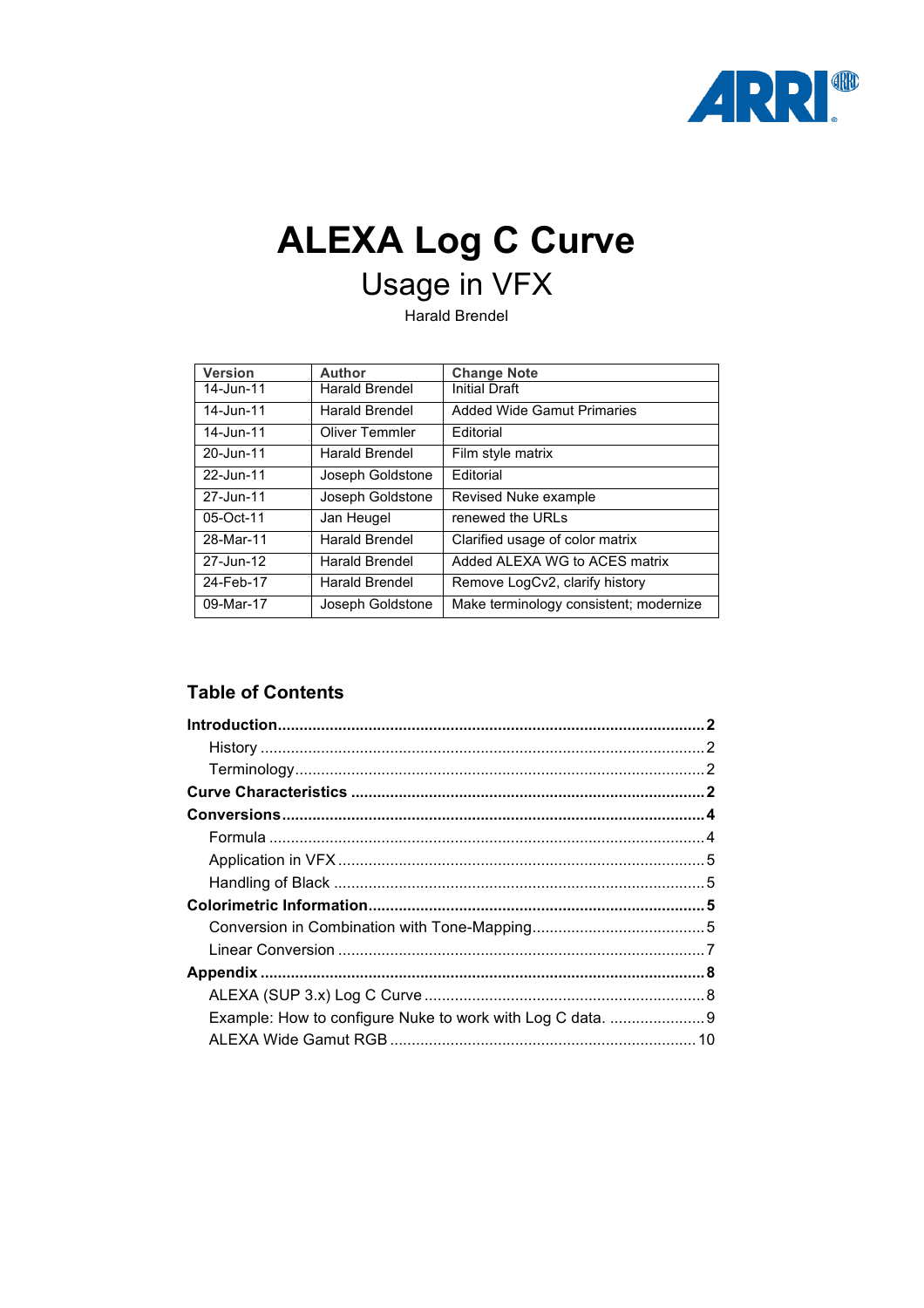# ALEXA Log C Curve

## Usage in VFX

Harald Brendel

| Version | Author | Change Note |
|---|---|---|
| 14-Jun-11 | Harald Brendel | Initial Draft |
| 14-Jun-11 | Harald Brendel | Added Wide Gamut Primaries |
| 14-Jun-11 | Oliver Temmler | Editorial |
| 20-Jun-11 | Harald Brendel | Film style matrix |
| 22-Jun-11 | Joseph Goldstone | Editorial |
| 27-Jun-11 | Joseph Goldstone | Revised Nuke example |
| 05-Oct-11 | Jan Heugel | renewed the URLs |
| 28-Mar-11 | Harald Brendel | Clarified usage of color matrix |
| 27-Jun-12 | Harald Brendel | Added ALEXA WG to ACES matrix |
| 24-Feb-17 | Harald Brendel | Remove LogCv2, clarify history |
| 09-Mar-17 | Joseph Goldstone | Make terminology consistent; modernize |

## Table of Contents

**Introduction** .......... **2**
- History .......... 2
- Terminology .......... 2

**Curve Characteristics** .......... **2**

**Conversions** .......... **4**
- Formula .......... 4
- Application in VFX .......... 5
- Handling of Black .......... 5

**Colorimetric Information** .......... **5**
- Conversion in Combination with Tone-Mapping .......... 5
- Linear Conversion .......... 7

**Appendix** .......... **8**
- ALEXA (SUP 3.x) Log C Curve .......... 8
- Example: How to configure Nuke to work with Log C data. .......... 9
- ALEXA Wide Gamut RGB .......... 10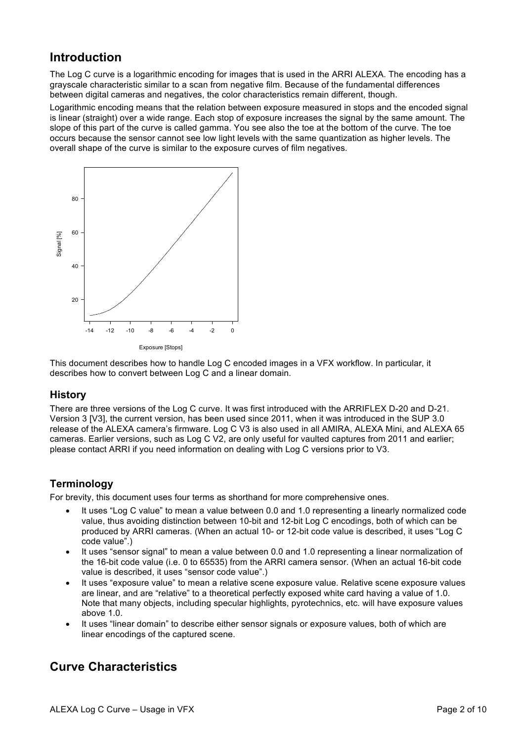# Introduction

The Log C curve is a logarithmic encoding for images that is used in the ARRI ALEXA. The encoding has a grayscale characteristic similar to a scan from negative film. Because of the fundamental differences between digital cameras and negatives, the color characteristics remain different, though.

Logarithmic encoding means that the relation between exposure measured in stops and the encoded signal is linear (straight) over a wide range. Each stop of exposure increases the signal by the same amount. The slope of this part of the curve is called gamma. You see also the toe at the bottom of the curve. The toe occurs because the sensor cannot see low light levels with the same quantization as higher levels. The overall shape of the curve is similar to the exposure curves of film negatives.

This document describes how to handle Log C encoded images in a VFX workflow. In particular, it describes how to convert between Log C and a linear domain.

## History

There are three versions of the Log C curve. It was first introduced with the ARRIFLEX D-20 and D-21. Version 3 [V3], the current version, has been used since 2011, when it was introduced in the SUP 3.0 release of the ALEXA camera's firmware. Log C V3 is also used in all AMIRA, ALEXA Mini, and ALEXA 65 cameras. Earlier versions, such as Log C V2, are only useful for vaulted captures from 2011 and earlier; please contact ARRI if you need information on dealing with Log C versions prior to V3.

## Terminology

For brevity, this document uses four terms as shorthand for more comprehensive ones.

- It uses "Log C value" to mean a value between 0.0 and 1.0 representing a linearly normalized code value, thus avoiding distinction between 10-bit and 12-bit Log C encodings, both of which can be produced by ARRI cameras. (When an actual 10- or 12-bit code value is described, it uses "Log C code value".)
- It uses "sensor signal" to mean a value between 0.0 and 1.0 representing a linear normalization of the 16-bit code value (i.e. 0 to 65535) from the ARRI camera sensor. (When an actual 16-bit code value is described, it uses "sensor code value".)
- It uses "exposure value" to mean a relative scene exposure value. Relative scene exposure values are linear, and are "relative" to a theoretical perfectly exposed white card having a value of 1.0. Note that many objects, including specular highlights, pyrotechnics, etc. will have exposure values above 1.0.
- It uses "linear domain" to describe either sensor signals or exposure values, both of which are linear encodings of the captured scene.

# Curve Characteristics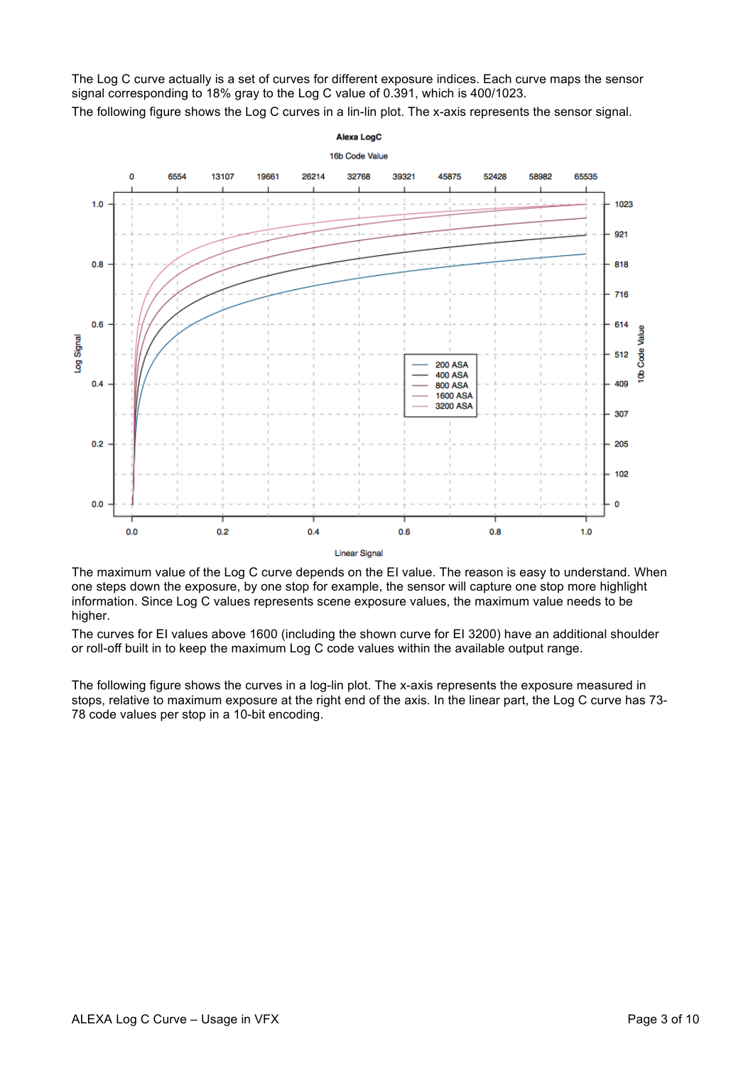The Log C curve actually is a set of curves for different exposure indices. Each curve maps the sensor signal corresponding to 18% gray to the Log C value of 0.391, which is 400/1023.

The following figure shows the Log C curves in a lin-lin plot. The x-axis represents the sensor signal.

The maximum value of the Log C curve depends on the EI value. The reason is easy to understand. When one steps down the exposure, by one stop for example, the sensor will capture one stop more highlight information. Since Log C values represents scene exposure values, the maximum value needs to be higher.

The curves for EI values above 1600 (including the shown curve for EI 3200) have an additional shoulder or roll-off built in to keep the maximum Log C code values within the available output range.

The following figure shows the curves in a log-lin plot. The x-axis represents the exposure measured in stops, relative to maximum exposure at the right end of the axis. In the linear part, the Log C curve has 73-78 code values per stop in a 10-bit encoding.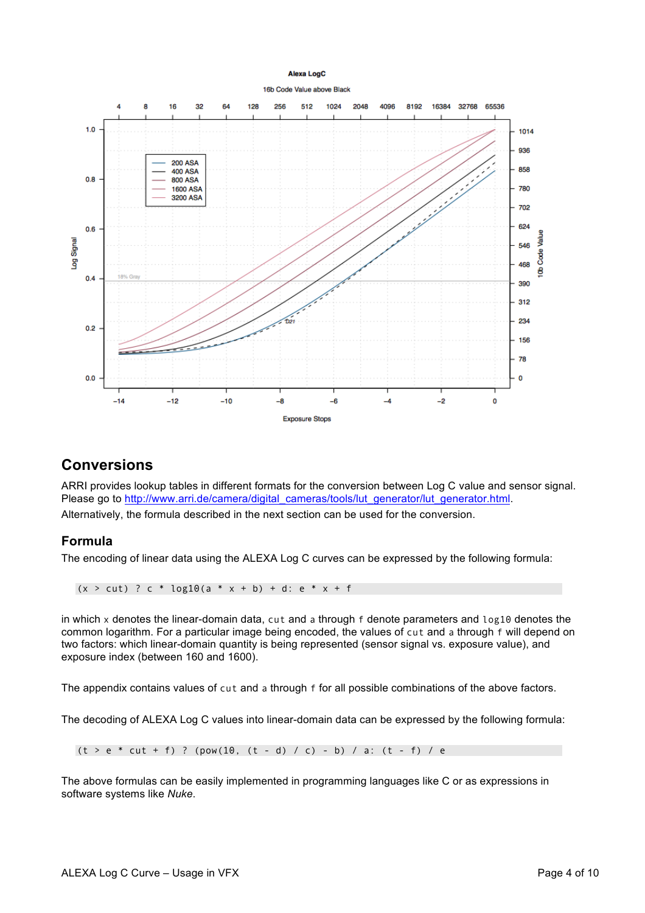## Conversions

ARRI provides lookup tables in different formats for the conversion between Log C value and sensor signal. Please go to http://www.arri.de/camera/digital_cameras/tools/lut_generator/lut_generator.html.

Alternatively, the formula described in the next section can be used for the conversion.

### Formula

The encoding of linear data using the ALEXA Log C curves can be expressed by the following formula:

```
(x > cut) ? c * log10(a * x + b) + d: e * x + f
```

in which `x` denotes the linear-domain data, `cut` and `a` through `f` denote parameters and `log10` denotes the common logarithm. For a particular image being encoded, the values of `cut` and `a` through `f` will depend on two factors: which linear-domain quantity is being represented (sensor signal vs. exposure value), and exposure index (between 160 and 1600).

The appendix contains values of `cut` and `a` through `f` for all possible combinations of the above factors.

The decoding of ALEXA Log C values into linear-domain data can be expressed by the following formula:

```
(t > e * cut + f) ? (pow(10, (t - d) / c) - b) / a: (t - f) / e
```

The above formulas can be easily implemented in programming languages like C or as expressions in software systems like *Nuke*.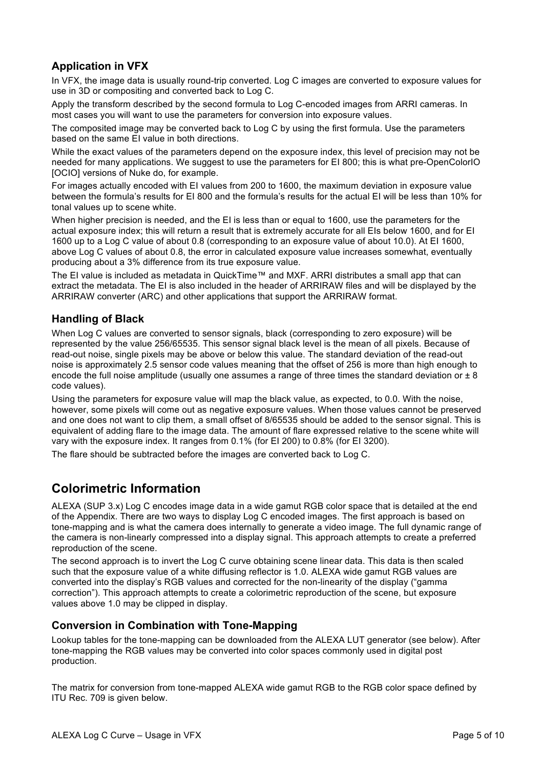### Application in VFX

In VFX, the image data is usually round-trip converted. Log C images are converted to exposure values for use in 3D or compositing and converted back to Log C.

Apply the transform described by the second formula to Log C-encoded images from ARRI cameras. In most cases you will want to use the parameters for conversion into exposure values.

The composited image may be converted back to Log C by using the first formula. Use the parameters based on the same EI value in both directions.

While the exact values of the parameters depend on the exposure index, this level of precision may not be needed for many applications. We suggest to use the parameters for EI 800; this is what pre-OpenColorIO [OCIO] versions of Nuke do, for example.

For images actually encoded with EI values from 200 to 1600, the maximum deviation in exposure value between the formula's results for EI 800 and the formula's results for the actual EI will be less than 10% for tonal values up to scene white.

When higher precision is needed, and the EI is less than or equal to 1600, use the parameters for the actual exposure index; this will return a result that is extremely accurate for all EIs below 1600, and for EI 1600 up to a Log C value of about 0.8 (corresponding to an exposure value of about 10.0). At EI 1600, above Log C values of about 0.8, the error in calculated exposure value increases somewhat, eventually producing about a 3% difference from its true exposure value.

The EI value is included as metadata in QuickTime™ and MXF. ARRI distributes a small app that can extract the metadata. The EI is also included in the header of ARRIRAW files and will be displayed by the ARRIRAW converter (ARC) and other applications that support the ARRIRAW format.

### Handling of Black

When Log C values are converted to sensor signals, black (corresponding to zero exposure) will be represented by the value 256/65535. This sensor signal black level is the mean of all pixels. Because of read-out noise, single pixels may be above or below this value. The standard deviation of the read-out noise is approximately 2.5 sensor code values meaning that the offset of 256 is more than high enough to encode the full noise amplitude (usually one assumes a range of three times the standard deviation or ± 8 code values).

Using the parameters for exposure value will map the black value, as expected, to 0.0. With the noise, however, some pixels will come out as negative exposure values. When those values cannot be preserved and one does not want to clip them, a small offset of 8/65535 should be added to the sensor signal. This is equivalent of adding flare to the image data. The amount of flare expressed relative to the scene white will vary with the exposure index. It ranges from 0.1% (for EI 200) to 0.8% (for EI 3200).

The flare should be subtracted before the images are converted back to Log C.

## Colorimetric Information

ALEXA (SUP 3.x) Log C encodes image data in a wide gamut RGB color space that is detailed at the end of the Appendix. There are two ways to display Log C encoded images. The first approach is based on tone-mapping and is what the camera does internally to generate a video image. The full dynamic range of the camera is non-linearly compressed into a display signal. This approach attempts to create a preferred reproduction of the scene.

The second approach is to invert the Log C curve obtaining scene linear data. This data is then scaled such that the exposure value of a white diffusing reflector is 1.0. ALEXA wide gamut RGB values are converted into the display's RGB values and corrected for the non-linearity of the display ("gamma correction"). This approach attempts to create a colorimetric reproduction of the scene, but exposure values above 1.0 may be clipped in display.

### Conversion in Combination with Tone-Mapping

Lookup tables for the tone-mapping can be downloaded from the ALEXA LUT generator (see below). After tone-mapping the RGB values may be converted into color spaces commonly used in digital post production.

The matrix for conversion from tone-mapped ALEXA wide gamut RGB to the RGB color space defined by ITU Rec. 709 is given below.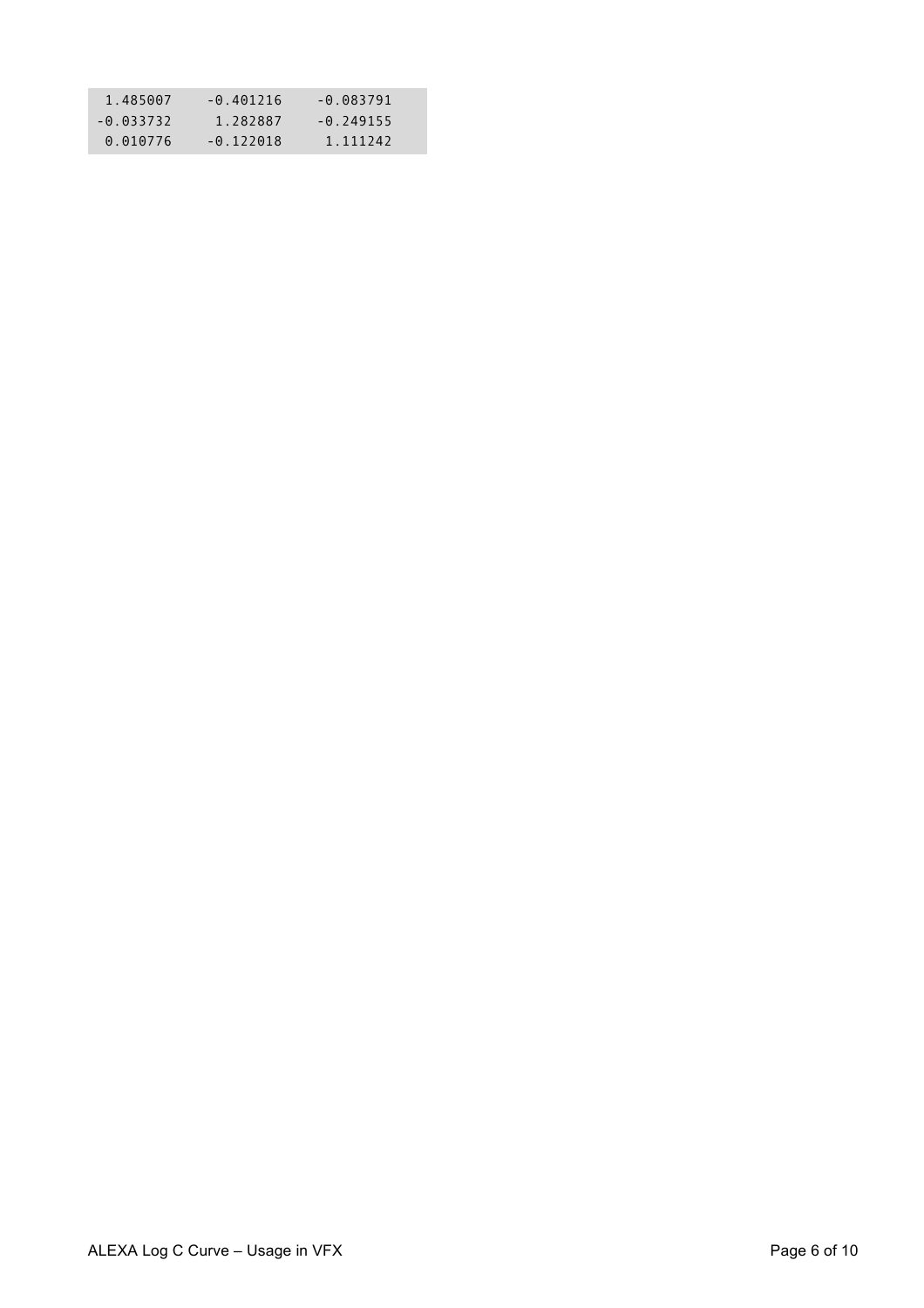```
 1.485007    -0.401216    -0.083791
-0.033732     1.282887    -0.249155
 0.010776    -0.122018     1.111242
```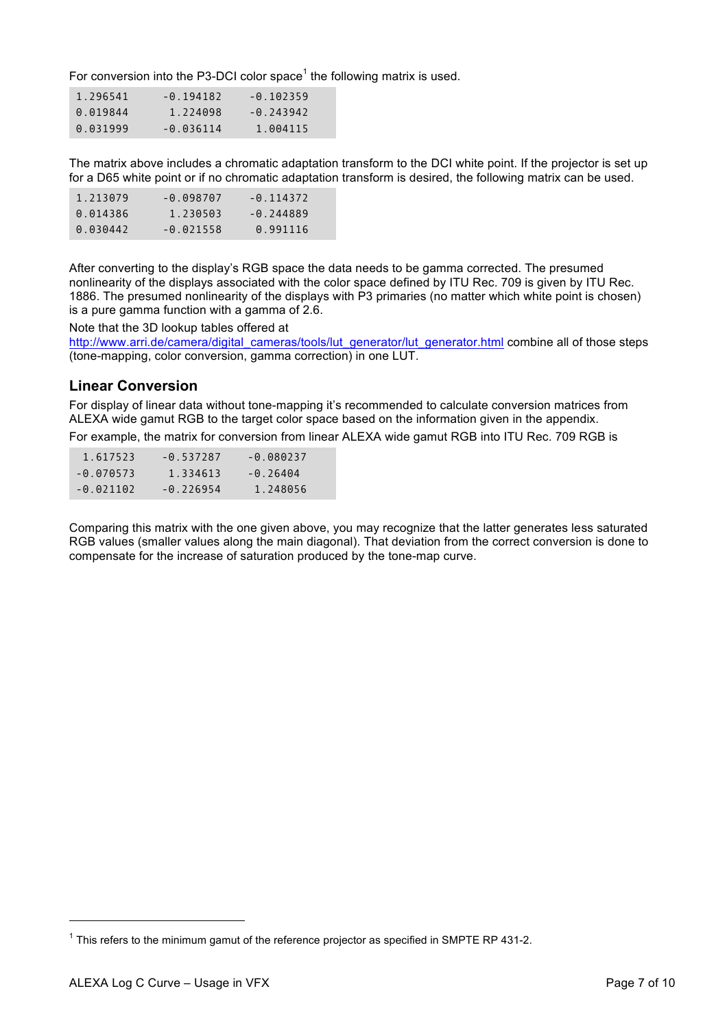For conversion into the P3-DCI color space[1] the following matrix is used.

```
1.296541    -0.194182    -0.102359
0.019844     1.224098    -0.243942
0.031999    -0.036114     1.004115
```

The matrix above includes a chromatic adaptation transform to the DCI white point. If the projector is set up for a D65 white point or if no chromatic adaptation transform is desired, the following matrix can be used.

```
1.213079    -0.098707    -0.114372
0.014386     1.230503    -0.244889
0.030442    -0.021558     0.991116
```

After converting to the display's RGB space the data needs to be gamma corrected. The presumed nonlinearity of the displays associated with the color space defined by ITU Rec. 709 is given by ITU Rec. 1886. The presumed nonlinearity of the displays with P3 primaries (no matter which white point is chosen) is a pure gamma function with a gamma of 2.6.

Note that the 3D lookup tables offered at http://www.arri.de/camera/digital_cameras/tools/lut_generator/lut_generator.html combine all of those steps (tone-mapping, color conversion, gamma correction) in one LUT.

## Linear Conversion

For display of linear data without tone-mapping it's recommended to calculate conversion matrices from ALEXA wide gamut RGB to the target color space based on the information given in the appendix.

For example, the matrix for conversion from linear ALEXA wide gamut RGB into ITU Rec. 709 RGB is

```
 1.617523    -0.537287    -0.080237
-0.070573     1.334613    -0.26404
-0.021102    -0.226954     1.248056
```

Comparing this matrix with the one given above, you may recognize that the latter generates less saturated RGB values (smaller values along the main diagonal). That deviation from the correct conversion is done to compensate for the increase of saturation produced by the tone-map curve.

[1] This refers to the minimum gamut of the reference projector as specified in SMPTE RP 431-2.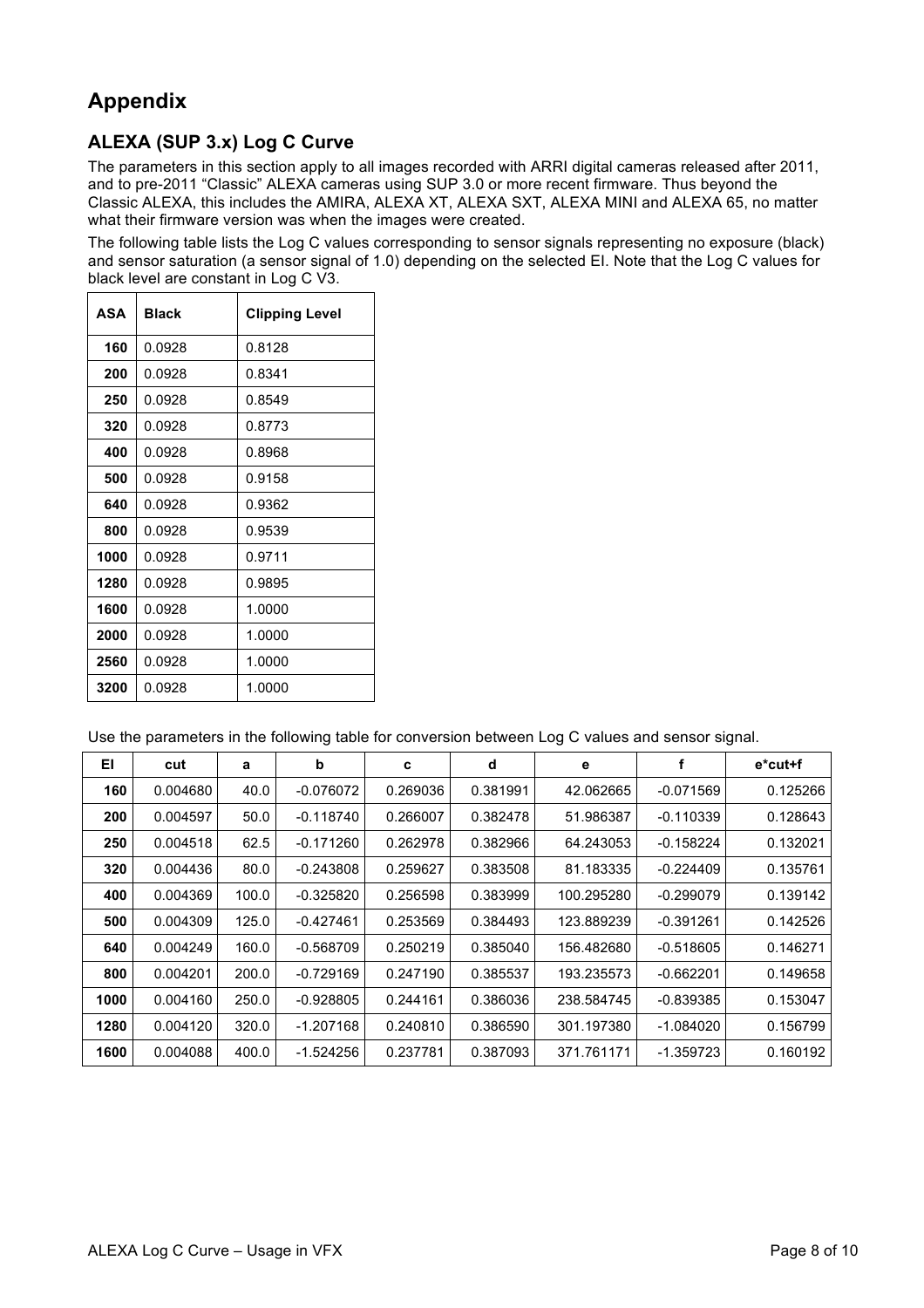# Appendix

## ALEXA (SUP 3.x) Log C Curve

The parameters in this section apply to all images recorded with ARRI digital cameras released after 2011, and to pre-2011 "Classic" ALEXA cameras using SUP 3.0 or more recent firmware. Thus beyond the Classic ALEXA, this includes the AMIRA, ALEXA XT, ALEXA SXT, ALEXA MINI and ALEXA 65, no matter what their firmware version was when the images were created.

The following table lists the Log C values corresponding to sensor signals representing no exposure (black) and sensor saturation (a sensor signal of 1.0) depending on the selected EI. Note that the Log C values for black level are constant in Log C V3.

| ASA | Black | Clipping Level |
|---|---|---|
| 160 | 0.0928 | 0.8128 |
| 200 | 0.0928 | 0.8341 |
| 250 | 0.0928 | 0.8549 |
| 320 | 0.0928 | 0.8773 |
| 400 | 0.0928 | 0.8968 |
| 500 | 0.0928 | 0.9158 |
| 640 | 0.0928 | 0.9362 |
| 800 | 0.0928 | 0.9539 |
| 1000 | 0.0928 | 0.9711 |
| 1280 | 0.0928 | 0.9895 |
| 1600 | 0.0928 | 1.0000 |
| 2000 | 0.0928 | 1.0000 |
| 2560 | 0.0928 | 1.0000 |
| 3200 | 0.0928 | 1.0000 |

Use the parameters in the following table for conversion between Log C values and sensor signal.

| EI | cut | a | b | c | d | e | f | e*cut+f |
|---|---|---|---|---|---|---|---|---|
| 160 | 0.004680 | 40.0 | -0.076072 | 0.269036 | 0.381991 | 42.062665 | -0.071569 | 0.125266 |
| 200 | 0.004597 | 50.0 | -0.118740 | 0.266007 | 0.382478 | 51.986387 | -0.110339 | 0.128643 |
| 250 | 0.004518 | 62.5 | -0.171260 | 0.262978 | 0.382966 | 64.243053 | -0.158224 | 0.132021 |
| 320 | 0.004436 | 80.0 | -0.243808 | 0.259627 | 0.383508 | 81.183335 | -0.224409 | 0.135761 |
| 400 | 0.004369 | 100.0 | -0.325820 | 0.256598 | 0.383999 | 100.295280 | -0.299079 | 0.139142 |
| 500 | 0.004309 | 125.0 | -0.427461 | 0.253569 | 0.384493 | 123.889239 | -0.391261 | 0.142526 |
| 640 | 0.004249 | 160.0 | -0.568709 | 0.250219 | 0.385040 | 156.482680 | -0.518605 | 0.146271 |
| 800 | 0.004201 | 200.0 | -0.729169 | 0.247190 | 0.385537 | 193.235573 | -0.662201 | 0.149658 |
| 1000 | 0.004160 | 250.0 | -0.928805 | 0.244161 | 0.386036 | 238.584745 | -0.839385 | 0.153047 |
| 1280 | 0.004120 | 320.0 | -1.207168 | 0.240810 | 0.386590 | 301.197380 | -1.084020 | 0.156799 |
| 1600 | 0.004088 | 400.0 | -1.524256 | 0.237781 | 0.387093 | 371.761171 | -1.359723 | 0.160192 |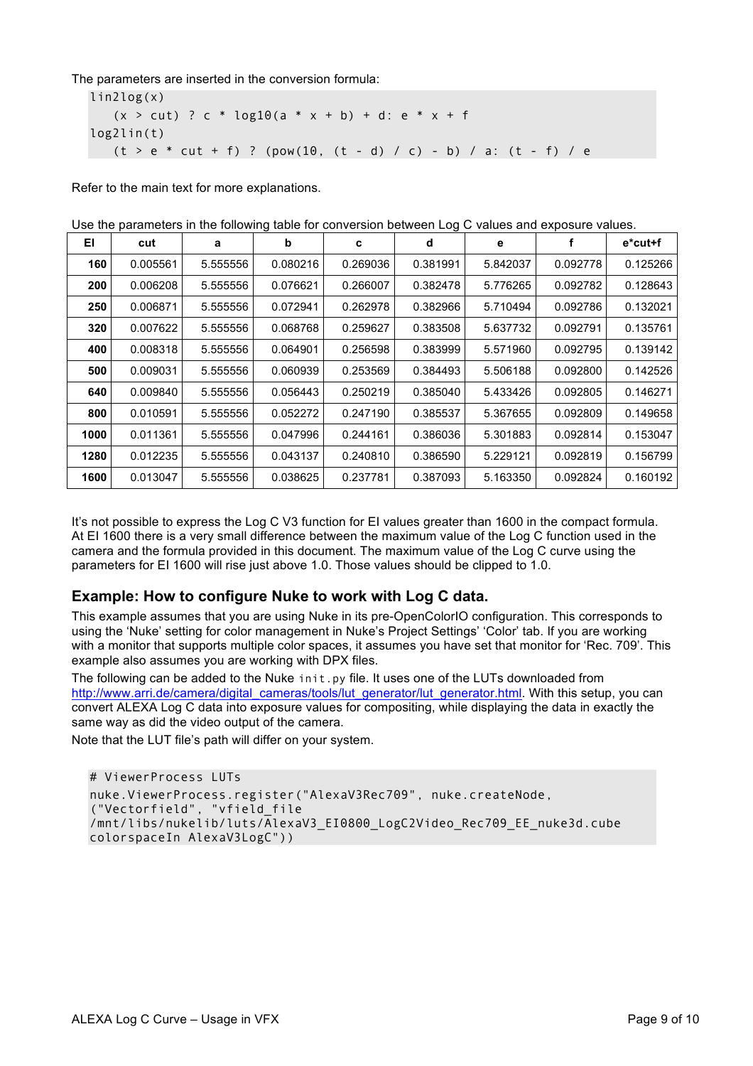The parameters are inserted in the conversion formula:

```
lin2log(x)
   (x > cut) ? c * log10(a * x + b) + d: e * x + f
log2lin(t)
   (t > e * cut + f) ? (pow(10, (t - d) / c) - b) / a: (t - f) / e
```

Refer to the main text for more explanations.

Use the parameters in the following table for conversion between Log C values and exposure values.

| EI | cut | a | b | c | d | e | f | e*cut+f |
|---|---|---|---|---|---|---|---|---|
| 160 | 0.005561 | 5.555556 | 0.080216 | 0.269036 | 0.381991 | 5.842037 | 0.092778 | 0.125266 |
| 200 | 0.006208 | 5.555556 | 0.076621 | 0.266007 | 0.382478 | 5.776265 | 0.092782 | 0.128643 |
| 250 | 0.006871 | 5.555556 | 0.072941 | 0.262978 | 0.382966 | 5.710494 | 0.092786 | 0.132021 |
| 320 | 0.007622 | 5.555556 | 0.068768 | 0.259627 | 0.383508 | 5.637732 | 0.092791 | 0.135761 |
| 400 | 0.008318 | 5.555556 | 0.064901 | 0.256598 | 0.383999 | 5.571960 | 0.092795 | 0.139142 |
| 500 | 0.009031 | 5.555556 | 0.060939 | 0.253569 | 0.384493 | 5.506188 | 0.092800 | 0.142526 |
| 640 | 0.009840 | 5.555556 | 0.056443 | 0.250219 | 0.385040 | 5.433426 | 0.092805 | 0.146271 |
| 800 | 0.010591 | 5.555556 | 0.052272 | 0.247190 | 0.385537 | 5.367655 | 0.092809 | 0.149658 |
| 1000 | 0.011361 | 5.555556 | 0.047996 | 0.244161 | 0.386036 | 5.301883 | 0.092814 | 0.153047 |
| 1280 | 0.012235 | 5.555556 | 0.043137 | 0.240810 | 0.386590 | 5.229121 | 0.092819 | 0.156799 |
| 1600 | 0.013047 | 5.555556 | 0.038625 | 0.237781 | 0.387093 | 5.163350 | 0.092824 | 0.160192 |

It's not possible to express the Log C V3 function for EI values greater than 1600 in the compact formula. At EI 1600 there is a very small difference between the maximum value of the Log C function used in the camera and the formula provided in this document. The maximum value of the Log C curve using the parameters for EI 1600 will rise just above 1.0. Those values should be clipped to 1.0.

## Example: How to configure Nuke to work with Log C data.

This example assumes that you are using Nuke in its pre-OpenColorIO configuration. This corresponds to using the 'Nuke' setting for color management in Nuke's Project Settings' 'Color' tab. If you are working with a monitor that supports multiple color spaces, it assumes you have set that monitor for 'Rec. 709'. This example also assumes you are working with DPX files.

The following can be added to the Nuke `init.py` file. It uses one of the LUTs downloaded from http://www.arri.de/camera/digital_cameras/tools/lut_generator/lut_generator.html. With this setup, you can convert ALEXA Log C data into exposure values for compositing, while displaying the data in exactly the same way as did the video output of the camera.

Note that the LUT file's path will differ on your system.

```
# ViewerProcess LUTs
nuke.ViewerProcess.register("AlexaV3Rec709", nuke.createNode,
("Vectorfield", "vfield_file
/mnt/libs/nukelib/luts/AlexaV3_EI0800_LogC2Video_Rec709_EE_nuke3d.cube
colorspaceIn AlexaV3LogC"))
```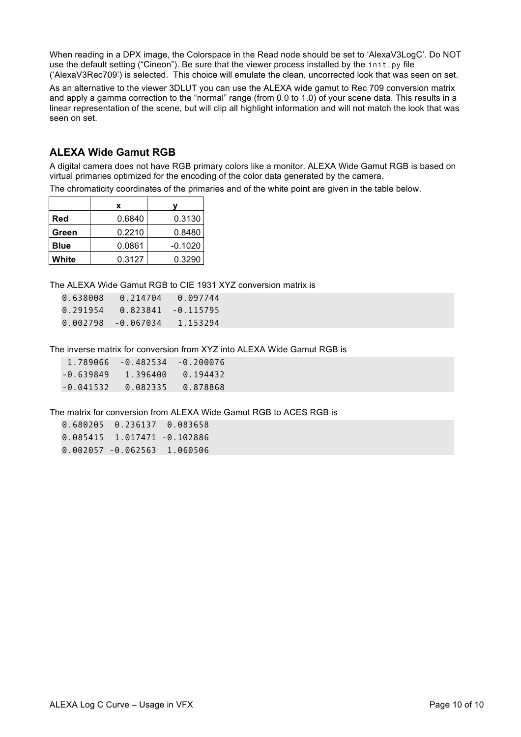When reading in a DPX image, the Colorspace in the Read node should be set to 'AlexaV3LogC'. Do NOT use the default setting ("Cineon"). Be sure that the viewer process installed by the `init.py` file ('AlexaV3Rec709') is selected. This choice will emulate the clean, uncorrected look that was seen on set.

As an alternative to the viewer 3DLUT you can use the ALEXA wide gamut to Rec 709 conversion matrix and apply a gamma correction to the "normal" range (from 0.0 to 1.0) of your scene data. This results in a linear representation of the scene, but will clip all highlight information and will not match the look that was seen on set.

## ALEXA Wide Gamut RGB

A digital camera does not have RGB primary colors like a monitor. ALEXA Wide Gamut RGB is based on virtual primaries optimized for the encoding of the color data generated by the camera.

The chromaticity coordinates of the primaries and of the white point are given in the table below.

| | x | y |
|---|---|---|
| **Red** | 0.6840 | 0.3130 |
| **Green** | 0.2210 | 0.8480 |
| **Blue** | 0.0861 | -0.1020 |
| **White** | 0.3127 | 0.3290 |

The ALEXA Wide Gamut RGB to CIE 1931 XYZ conversion matrix is

```
0.638008   0.214704   0.097744
0.291954   0.823841  -0.115795
0.002798  -0.067034   1.153294
```

The inverse matrix for conversion from XYZ into ALEXA Wide Gamut RGB is

```
 1.789066  -0.482534  -0.200076
-0.639849   1.396400   0.194432
-0.041532   0.082335   0.878868
```

The matrix for conversion from ALEXA Wide Gamut RGB to ACES RGB is

```
0.680205  0.236137  0.083658
0.085415  1.017471 -0.102886
0.002057 -0.062563  1.060506
```